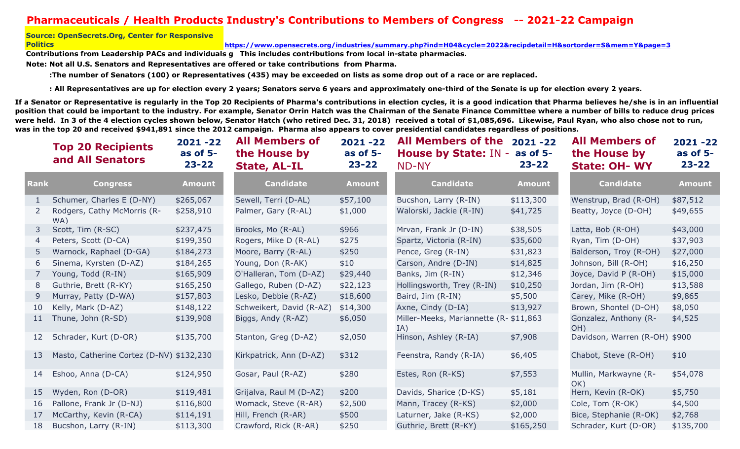# Pharmaceuticals / Health Products Industry's Contributions to Members of Congress -- 2021-22 Campaign

**Source: OpenSecrets.Org, Center for Responsive Politics** https://www.opensecrets.org/industries/summary.php?ind=H04&cycle=2022&recipdetail=H&sortorder=S&mem=Y&page=3

**Contributions from Leadership PACs and individuals g This includes contributions from local in-state pharmacies.**

**Note: Not all U.S. Senators and Representatives are offered or take contributions from Pharma.**

**:The number of Senators (100) or Representatives (435) may be exceeded on lists as some drop out of a race or are replaced.**

**: All Representatives are up for election every 2 years; Senators serve 6 years and approximately one-third of the Senate is up for election every 2 years.**

**If a Senator or Representative is regularly in the Top 20 Recipients of Pharma's contributions in election cycles, it is a good indication that Pharma believes he/she is in an influential position that could be important to the industry. For example, Senator Orrin Hatch was the Chairman of the Senate Finance Committee where a number of bills to reduce drug prices were held. In 3 of the 4 election cycles shown below, Senator Hatch (who retired Dec. 31, 2018) received a total of $1,085,696. Likewise, Paul Ryan, who also chose not to run, was in the top 20 and received $941,891 since the 2012 campaign. Pharma also appears to cover presidential candidates regardless of positions.**

## Top 20 Recipients and All Senators — 2021 -22 as of 5-23-22

| Rank | Congress | Amount |
|---|---|---|
| 1 | Schumer, Charles E (D-NY) | $265,067 |
| 2 | Rodgers, Cathy McMorris (R-WA) | $258,910 |
| 3 | Scott, Tim (R-SC) | $237,475 |
| 4 | Peters, Scott (D-CA) | $199,350 |
| 5 | Warnock, Raphael (D-GA) | $184,273 |
| 6 | Sinema, Kyrsten (D-AZ) | $184,265 |
| 7 | Young, Todd (R-IN) | $165,909 |
| 8 | Guthrie, Brett (R-KY) | $165,250 |
| 9 | Murray, Patty (D-WA) | $157,803 |
| 10 | Kelly, Mark (D-AZ) | $148,122 |
| 11 | Thune, John (R-SD) | $139,908 |
| 12 | Schrader, Kurt (D-OR) | $135,700 |
| 13 | Masto, Catherine Cortez (D-NV) | $132,230 |
| 14 | Eshoo, Anna (D-CA) | $124,950 |
| 15 | Wyden, Ron (D-OR) | $119,481 |
| 16 | Pallone, Frank Jr (D-NJ) | $116,800 |
| 17 | McCarthy, Kevin (R-CA) | $114,191 |
| 18 | Bucshon, Larry (R-IN) | $113,300 |

## All Members of the House by State, AL-IL — 2021 -22 as of 5-23-22

| Candidate | Amount |
|---|---|
| Sewell, Terri (D-AL) | $57,100 |
| Palmer, Gary (R-AL) | $1,000 |
| Brooks, Mo (R-AL) | $966 |
| Rogers, Mike D (R-AL) | $275 |
| Moore, Barry (R-AL) | $250 |
| Young, Don (R-AK) | $10 |
| O'Halleran, Tom (D-AZ) | $29,440 |
| Gallego, Ruben (D-AZ) | $22,123 |
| Lesko, Debbie (R-AZ) | $18,600 |
| Schweikert, David (R-AZ) | $14,300 |
| Biggs, Andy (R-AZ) | $6,050 |
| Stanton, Greg (D-AZ) | $2,050 |
| Kirkpatrick, Ann (D-AZ) | $312 |
| Gosar, Paul (R-AZ) | $280 |
| Grijalva, Raul M (D-AZ) | $200 |
| Womack, Steve (R-AR) | $2,500 |
| Hill, French (R-AR) | $500 |
| Crawford, Rick (R-AR) | $250 |

## All Members of the House by State: IN - ND-NY — 2021 -22 as of 5-23-22

| Candidate | Amount |
|---|---|
| Bucshon, Larry (R-IN) | $113,300 |
| Walorski, Jackie (R-IN) | $41,725 |
| Mrvan, Frank Jr (D-IN) | $38,505 |
| Spartz, Victoria (R-IN) | $35,600 |
| Pence, Greg (R-IN) | $31,823 |
| Carson, Andre (D-IN) | $14,825 |
| Banks, Jim (R-IN) | $12,346 |
| Hollingsworth, Trey (R-IN) | $10,250 |
| Baird, Jim (R-IN) | $5,500 |
| Axne, Cindy (D-IA) | $13,927 |
| Miller-Meeks, Mariannette (R-IA) | $11,863 |
| Hinson, Ashley (R-IA) | $7,908 |
| Feenstra, Randy (R-IA) | $6,405 |
| Estes, Ron (R-KS) | $7,553 |
| Davids, Sharice (D-KS) | $5,181 |
| Mann, Tracey (R-KS) | $2,000 |
| Laturner, Jake (R-KS) | $2,000 |
| Guthrie, Brett (R-KY) | $165,250 |

## All Members of the House by State: OH- WY — 2021 -22 as of 5-23-22

| Candidate | Amount |
|---|---|
| Wenstrup, Brad (R-OH) | $87,512 |
| Beatty, Joyce (D-OH) | $49,655 |
| Latta, Bob (R-OH) | $43,000 |
| Ryan, Tim (D-OH) | $37,903 |
| Balderson, Troy (R-OH) | $27,000 |
| Johnson, Bill (R-OH) | $16,250 |
| Joyce, David P (R-OH) | $15,000 |
| Jordan, Jim (R-OH) | $13,588 |
| Carey, Mike (R-OH) | $9,865 |
| Brown, Shontel (D-OH) | $8,050 |
| Gonzalez, Anthony (R-OH) | $4,525 |
| Davidson, Warren (R-OH) | $900 |
| Chabot, Steve (R-OH) | $10 |
| Mullin, Markwayne (R-OK) | $54,078 |
| Hern, Kevin (R-OK) | $5,750 |
| Cole, Tom (R-OK) | $4,500 |
| Bice, Stephanie (R-OK) | $2,768 |
| Schrader, Kurt (D-OR) | $135,700 |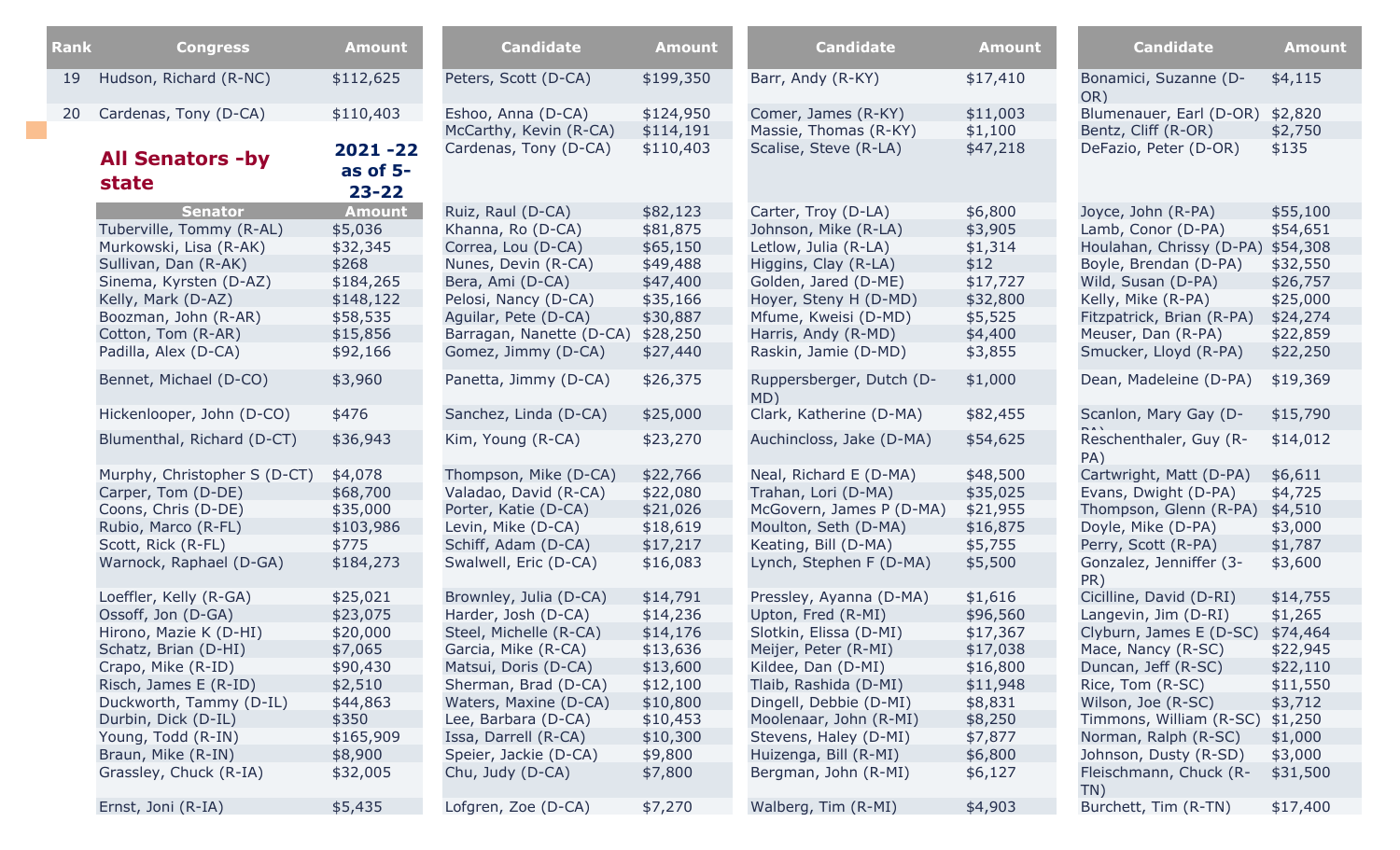| Rank | Congress | Amount |
|---|---|---|
| 19 | Hudson, Richard (R-NC) | $112,625 |
| 20 | Cardenas, Tony (D-CA) | $110,403 |

## All Senators -by state

**2021 -22 as of 5-23-22**

| Senator | Amount |
|---|---|
| Tuberville, Tommy (R-AL) | $5,036 |
| Murkowski, Lisa (R-AK) | $32,345 |
| Sullivan, Dan (R-AK) | $268 |
| Sinema, Kyrsten (D-AZ) | $184,265 |
| Kelly, Mark (D-AZ) | $148,122 |
| Boozman, John (R-AR) | $58,535 |
| Cotton, Tom (R-AR) | $15,856 |
| Padilla, Alex (D-CA) | $92,166 |
| Bennet, Michael (D-CO) | $3,960 |
| Hickenlooper, John (D-CO) | $476 |
| Blumenthal, Richard (D-CT) | $36,943 |
| Murphy, Christopher S (D-CT) | $4,078 |
| Carper, Tom (D-DE) | $68,700 |
| Coons, Chris (D-DE) | $35,000 |
| Rubio, Marco (R-FL) | $103,986 |
| Scott, Rick (R-FL) | $775 |
| Warnock, Raphael (D-GA) | $184,273 |
| Loeffler, Kelly (R-GA) | $25,021 |
| Ossoff, Jon (D-GA) | $23,075 |
| Hirono, Mazie K (D-HI) | $20,000 |
| Schatz, Brian (D-HI) | $7,065 |
| Crapo, Mike (R-ID) | $90,430 |
| Risch, James E (R-ID) | $2,510 |
| Duckworth, Tammy (D-IL) | $44,863 |
| Durbin, Dick (D-IL) | $350 |
| Young, Todd (R-IN) | $165,909 |
| Braun, Mike (R-IN) | $8,900 |
| Grassley, Chuck (R-IA) | $32,005 |
| Ernst, Joni (R-IA) | $5,435 |

| Candidate | Amount |
|---|---|
| Peters, Scott (D-CA) | $199,350 |
| Eshoo, Anna (D-CA) | $124,950 |
| McCarthy, Kevin (R-CA) | $114,191 |
| Cardenas, Tony (D-CA) | $110,403 |
| Ruiz, Raul (D-CA) | $82,123 |
| Khanna, Ro (D-CA) | $81,875 |
| Correa, Lou (D-CA) | $65,150 |
| Nunes, Devin (R-CA) | $49,488 |
| Bera, Ami (D-CA) | $47,400 |
| Pelosi, Nancy (D-CA) | $35,166 |
| Aguilar, Pete (D-CA) | $30,887 |
| Barragan, Nanette (D-CA) | $28,250 |
| Gomez, Jimmy (D-CA) | $27,440 |
| Panetta, Jimmy (D-CA) | $26,375 |
| Sanchez, Linda (D-CA) | $25,000 |
| Kim, Young (R-CA) | $23,270 |
| Thompson, Mike (D-CA) | $22,766 |
| Valadao, David (R-CA) | $22,080 |
| Porter, Katie (D-CA) | $21,026 |
| Levin, Mike (D-CA) | $18,619 |
| Schiff, Adam (D-CA) | $17,217 |
| Swalwell, Eric (D-CA) | $16,083 |
| Brownley, Julia (D-CA) | $14,791 |
| Harder, Josh (D-CA) | $14,236 |
| Steel, Michelle (R-CA) | $14,176 |
| Garcia, Mike (R-CA) | $13,636 |
| Matsui, Doris (D-CA) | $13,600 |
| Sherman, Brad (D-CA) | $12,100 |
| Waters, Maxine (D-CA) | $10,800 |
| Lee, Barbara (D-CA) | $10,453 |
| Issa, Darrell (R-CA) | $10,300 |
| Speier, Jackie (D-CA) | $9,800 |
| Chu, Judy (D-CA) | $7,800 |
| Lofgren, Zoe (D-CA) | $7,270 |

| Candidate | Amount |
|---|---|
| Barr, Andy (R-KY) | $17,410 |
| Comer, James (R-KY) | $11,003 |
| Massie, Thomas (R-KY) | $1,100 |
| Scalise, Steve (R-LA) | $47,218 |
| Carter, Troy (D-LA) | $6,800 |
| Johnson, Mike (R-LA) | $3,905 |
| Letlow, Julia (R-LA) | $1,314 |
| Higgins, Clay (R-LA) | $12 |
| Golden, Jared (D-ME) | $17,727 |
| Hoyer, Steny H (D-MD) | $32,800 |
| Mfume, Kweisi (D-MD) | $5,525 |
| Harris, Andy (R-MD) | $4,400 |
| Raskin, Jamie (D-MD) | $3,855 |
| Ruppersberger, Dutch (D-MD) | $1,000 |
| Clark, Katherine (D-MA) | $82,455 |
| Auchincloss, Jake (D-MA) | $54,625 |
| Neal, Richard E (D-MA) | $48,500 |
| Trahan, Lori (D-MA) | $35,025 |
| McGovern, James P (D-MA) | $21,955 |
| Moulton, Seth (D-MA) | $16,875 |
| Keating, Bill (D-MA) | $5,755 |
| Lynch, Stephen F (D-MA) | $5,500 |
| Pressley, Ayanna (D-MA) | $1,616 |
| Upton, Fred (R-MI) | $96,560 |
| Slotkin, Elissa (D-MI) | $17,367 |
| Meijer, Peter (R-MI) | $17,038 |
| Kildee, Dan (D-MI) | $16,800 |
| Tlaib, Rashida (D-MI) | $11,948 |
| Dingell, Debbie (D-MI) | $8,831 |
| Moolenaar, John (R-MI) | $8,250 |
| Stevens, Haley (D-MI) | $7,877 |
| Huizenga, Bill (R-MI) | $6,800 |
| Bergman, John (R-MI) | $6,127 |
| Walberg, Tim (R-MI) | $4,903 |

| Candidate | Amount |
|---|---|
| Bonamici, Suzanne (D-OR) | $4,115 |
| Blumenauer, Earl (D-OR) | $2,820 |
| Bentz, Cliff (R-OR) | $2,750 |
| DeFazio, Peter (D-OR) | $135 |
| Joyce, John (R-PA) | $55,100 |
| Lamb, Conor (D-PA) | $54,651 |
| Houlahan, Chrissy (D-PA) | $54,308 |
| Boyle, Brendan (D-PA) | $32,550 |
| Wild, Susan (D-PA) | $26,757 |
| Kelly, Mike (R-PA) | $25,000 |
| Fitzpatrick, Brian (R-PA) | $24,274 |
| Meuser, Dan (R-PA) | $22,859 |
| Smucker, Lloyd (R-PA) | $22,250 |
| Dean, Madeleine (D-PA) | $19,369 |
| Scanlon, Mary Gay (D-PA) | $15,790 |
| Reschenthaler, Guy (R-PA) | $14,012 |
| Cartwright, Matt (D-PA) | $6,611 |
| Evans, Dwight (D-PA) | $4,725 |
| Thompson, Glenn (R-PA) | $4,510 |
| Doyle, Mike (D-PA) | $3,000 |
| Perry, Scott (R-PA) | $1,787 |
| Gonzalez, Jenniffer (3-PR) | $3,600 |
| Cicilline, David (D-RI) | $14,755 |
| Langevin, Jim (D-RI) | $1,265 |
| Clyburn, James E (D-SC) | $74,464 |
| Mace, Nancy (R-SC) | $22,945 |
| Duncan, Jeff (R-SC) | $22,110 |
| Rice, Tom (R-SC) | $11,550 |
| Wilson, Joe (R-SC) | $3,712 |
| Timmons, William (R-SC) | $1,250 |
| Norman, Ralph (R-SC) | $1,000 |
| Johnson, Dusty (R-SD) | $3,000 |
| Fleischmann, Chuck (R-TN) | $31,500 |
| Burchett, Tim (R-TN) | $17,400 |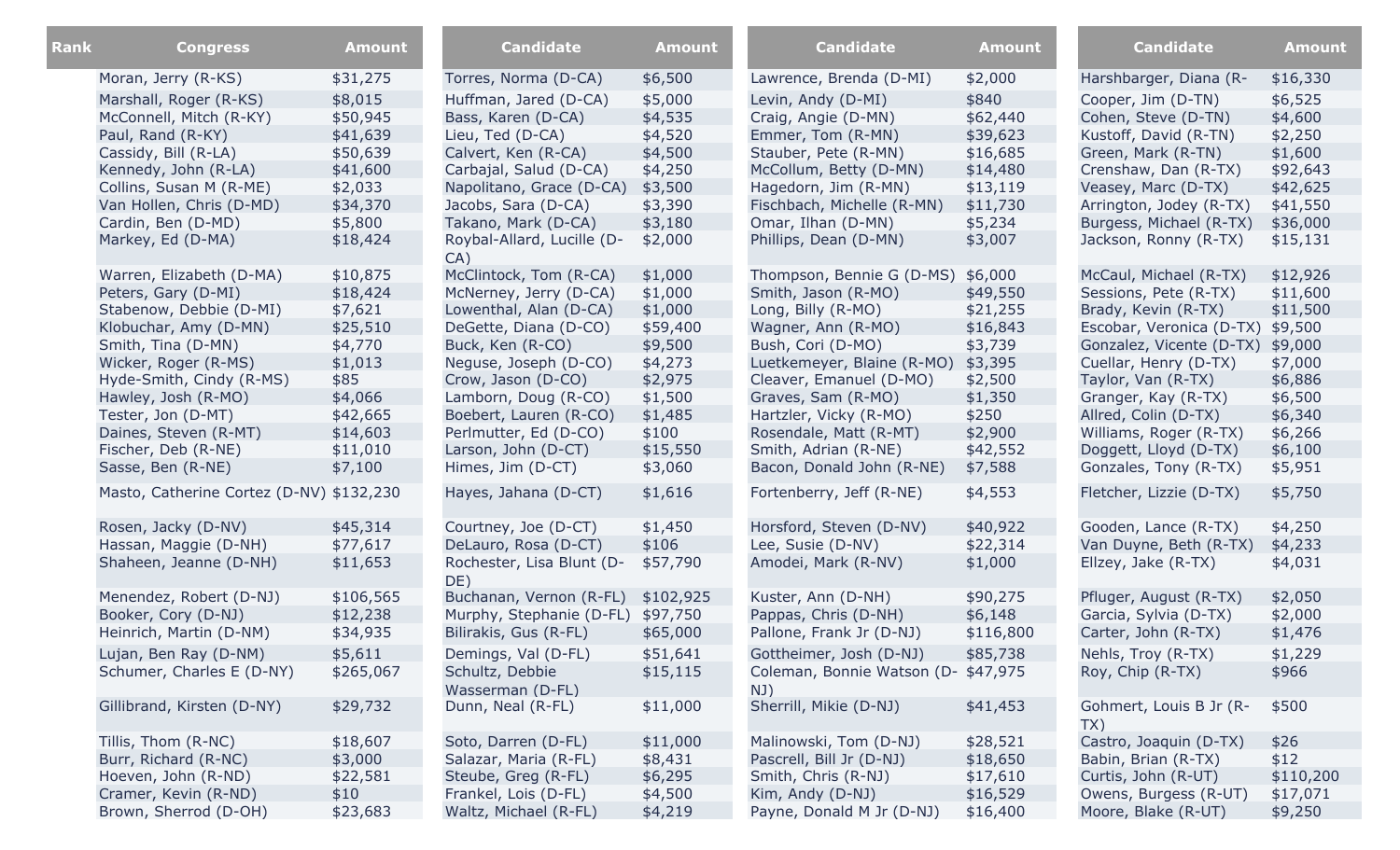| Rank | Congress | Amount |
|---|---|---|
| | Moran, Jerry (R-KS) | $31,275 |
| | Marshall, Roger (R-KS) | $8,015 |
| | McConnell, Mitch (R-KY) | $50,945 |
| | Paul, Rand (R-KY) | $41,639 |
| | Cassidy, Bill (R-LA) | $50,639 |
| | Kennedy, John (R-LA) | $41,600 |
| | Collins, Susan M (R-ME) | $2,033 |
| | Van Hollen, Chris (D-MD) | $34,370 |
| | Cardin, Ben (D-MD) | $5,800 |
| | Markey, Ed (D-MA) | $18,424 |
| | Warren, Elizabeth (D-MA) | $10,875 |
| | Peters, Gary (D-MI) | $18,424 |
| | Stabenow, Debbie (D-MI) | $7,621 |
| | Klobuchar, Amy (D-MN) | $25,510 |
| | Smith, Tina (D-MN) | $4,770 |
| | Wicker, Roger (R-MS) | $1,013 |
| | Hyde-Smith, Cindy (R-MS) | $85 |
| | Hawley, Josh (R-MO) | $4,066 |
| | Tester, Jon (D-MT) | $42,665 |
| | Daines, Steven (R-MT) | $14,603 |
| | Fischer, Deb (R-NE) | $11,010 |
| | Sasse, Ben (R-NE) | $7,100 |
| | Masto, Catherine Cortez (D-NV) | $132,230 |
| | Rosen, Jacky (D-NV) | $45,314 |
| | Hassan, Maggie (D-NH) | $77,617 |
| | Shaheen, Jeanne (D-NH) | $11,653 |
| | Menendez, Robert (D-NJ) | $106,565 |
| | Booker, Cory (D-NJ) | $12,238 |
| | Heinrich, Martin (D-NM) | $34,935 |
| | Lujan, Ben Ray (D-NM) | $5,611 |
| | Schumer, Charles E (D-NY) | $265,067 |
| | Gillibrand, Kirsten (D-NY) | $29,732 |
| | Tillis, Thom (R-NC) | $18,607 |
| | Burr, Richard (R-NC) | $3,000 |
| | Hoeven, John (R-ND) | $22,581 |
| | Cramer, Kevin (R-ND) | $10 |
| | Brown, Sherrod (D-OH) | $23,683 |

| Candidate | Amount |
|---|---|
| Torres, Norma (D-CA) | $6,500 |
| Huffman, Jared (D-CA) | $5,000 |
| Bass, Karen (D-CA) | $4,535 |
| Lieu, Ted (D-CA) | $4,520 |
| Calvert, Ken (R-CA) | $4,500 |
| Carbajal, Salud (D-CA) | $4,250 |
| Napolitano, Grace (D-CA) | $3,500 |
| Jacobs, Sara (D-CA) | $3,390 |
| Takano, Mark (D-CA) | $3,180 |
| Roybal-Allard, Lucille (D-CA) | $2,000 |
| McClintock, Tom (R-CA) | $1,000 |
| McNerney, Jerry (D-CA) | $1,000 |
| Lowenthal, Alan (D-CA) | $1,000 |
| DeGette, Diana (D-CO) | $59,400 |
| Buck, Ken (R-CO) | $9,500 |
| Neguse, Joseph (D-CO) | $4,273 |
| Crow, Jason (D-CO) | $2,975 |
| Lamborn, Doug (R-CO) | $1,500 |
| Boebert, Lauren (R-CO) | $1,485 |
| Perlmutter, Ed (D-CO) | $100 |
| Larson, John (D-CT) | $15,550 |
| Himes, Jim (D-CT) | $3,060 |
| Hayes, Jahana (D-CT) | $1,616 |
| Courtney, Joe (D-CT) | $1,450 |
| DeLauro, Rosa (D-CT) | $106 |
| Rochester, Lisa Blunt (D-DE) | $57,790 |
| Buchanan, Vernon (R-FL) | $102,925 |
| Murphy, Stephanie (D-FL) | $97,750 |
| Bilirakis, Gus (R-FL) | $65,000 |
| Demings, Val (D-FL) | $51,641 |
| Schultz, Debbie Wasserman (D-FL) | $15,115 |
| Dunn, Neal (R-FL) | $11,000 |
| Soto, Darren (D-FL) | $11,000 |
| Salazar, Maria (R-FL) | $8,431 |
| Steube, Greg (R-FL) | $6,295 |
| Frankel, Lois (D-FL) | $4,500 |
| Waltz, Michael (R-FL) | $4,219 |

| Candidate | Amount |
|---|---|
| Lawrence, Brenda (D-MI) | $2,000 |
| Levin, Andy (D-MI) | $840 |
| Craig, Angie (D-MN) | $62,440 |
| Emmer, Tom (R-MN) | $39,623 |
| Stauber, Pete (R-MN) | $16,685 |
| McCollum, Betty (D-MN) | $14,480 |
| Hagedorn, Jim (R-MN) | $13,119 |
| Fischbach, Michelle (R-MN) | $11,730 |
| Omar, Ilhan (D-MN) | $5,234 |
| Phillips, Dean (D-MN) | $3,007 |
| Thompson, Bennie G (D-MS) | $6,000 |
| Smith, Jason (R-MO) | $49,550 |
| Long, Billy (R-MO) | $21,255 |
| Wagner, Ann (R-MO) | $16,843 |
| Bush, Cori (D-MO) | $3,739 |
| Luetkemeyer, Blaine (R-MO) | $3,395 |
| Cleaver, Emanuel (D-MO) | $2,500 |
| Graves, Sam (R-MO) | $1,350 |
| Hartzler, Vicky (R-MO) | $250 |
| Rosendale, Matt (R-MT) | $2,900 |
| Smith, Adrian (R-NE) | $42,552 |
| Bacon, Donald John (R-NE) | $7,588 |
| Fortenberry, Jeff (R-NE) | $4,553 |
| Horsford, Steven (D-NV) | $40,922 |
| Lee, Susie (D-NV) | $22,314 |
| Amodei, Mark (R-NV) | $1,000 |
| Kuster, Ann (D-NH) | $90,275 |
| Pappas, Chris (D-NH) | $6,148 |
| Pallone, Frank Jr (D-NJ) | $116,800 |
| Gottheimer, Josh (D-NJ) | $85,738 |
| Coleman, Bonnie Watson (D-NJ) | $47,975 |
| Sherrill, Mikie (D-NJ) | $41,453 |
| Malinowski, Tom (D-NJ) | $28,521 |
| Pascrell, Bill Jr (D-NJ) | $18,650 |
| Smith, Chris (R-NJ) | $17,610 |
| Kim, Andy (D-NJ) | $16,529 |
| Payne, Donald M Jr (D-NJ) | $16,400 |

| Candidate | Amount |
|---|---|
| Harshbarger, Diana (R- | $16,330 |
| Cooper, Jim (D-TN) | $6,525 |
| Cohen, Steve (D-TN) | $4,600 |
| Kustoff, David (R-TN) | $2,250 |
| Green, Mark (R-TN) | $1,600 |
| Crenshaw, Dan (R-TX) | $92,643 |
| Veasey, Marc (D-TX) | $42,625 |
| Arrington, Jodey (R-TX) | $41,550 |
| Burgess, Michael (R-TX) | $36,000 |
| Jackson, Ronny (R-TX) | $15,131 |
| McCaul, Michael (R-TX) | $12,926 |
| Sessions, Pete (R-TX) | $11,600 |
| Brady, Kevin (R-TX) | $11,500 |
| Escobar, Veronica (D-TX) | $9,500 |
| Gonzalez, Vicente (D-TX) | $9,000 |
| Cuellar, Henry (D-TX) | $7,000 |
| Taylor, Van (R-TX) | $6,886 |
| Granger, Kay (R-TX) | $6,500 |
| Allred, Colin (D-TX) | $6,340 |
| Williams, Roger (R-TX) | $6,266 |
| Doggett, Lloyd (D-TX) | $6,100 |
| Gonzales, Tony (R-TX) | $5,951 |
| Fletcher, Lizzie (D-TX) | $5,750 |
| Gooden, Lance (R-TX) | $4,250 |
| Van Duyne, Beth (R-TX) | $4,233 |
| Ellzey, Jake (R-TX) | $4,031 |
| Pfluger, August (R-TX) | $2,050 |
| Garcia, Sylvia (D-TX) | $2,000 |
| Carter, John (R-TX) | $1,476 |
| Nehls, Troy (R-TX) | $1,229 |
| Roy, Chip (R-TX) | $966 |
| Gohmert, Louis B Jr (R-TX) | $500 |
| Castro, Joaquin (D-TX) | $26 |
| Babin, Brian (R-TX) | $12 |
| Curtis, John (R-UT) | $110,200 |
| Owens, Burgess (R-UT) | $17,071 |
| Moore, Blake (R-UT) | $9,250 |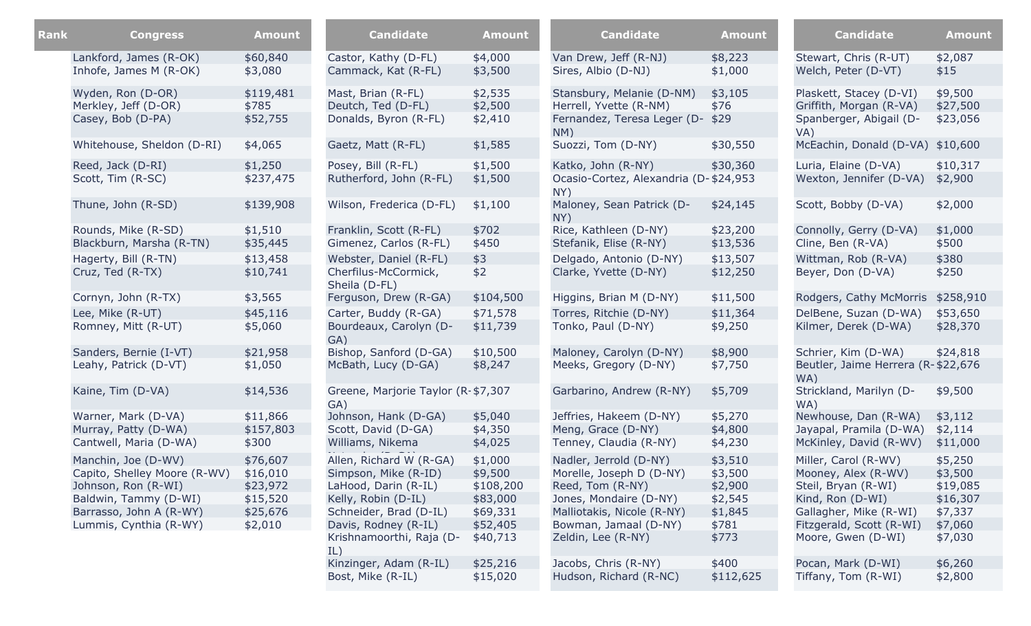| Rank | Congress | Amount |
|---|---|---|
| | Lankford, James (R-OK) | $60,840 |
| | Inhofe, James M (R-OK) | $3,080 |
| | Wyden, Ron (D-OR) | $119,481 |
| | Merkley, Jeff (D-OR) | $785 |
| | Casey, Bob (D-PA) | $52,755 |
| | Whitehouse, Sheldon (D-RI) | $4,065 |
| | Reed, Jack (D-RI) | $1,250 |
| | Scott, Tim (R-SC) | $237,475 |
| | Thune, John (R-SD) | $139,908 |
| | Rounds, Mike (R-SD) | $1,510 |
| | Blackburn, Marsha (R-TN) | $35,445 |
| | Hagerty, Bill (R-TN) | $13,458 |
| | Cruz, Ted (R-TX) | $10,741 |
| | Cornyn, John (R-TX) | $3,565 |
| | Lee, Mike (R-UT) | $45,116 |
| | Romney, Mitt (R-UT) | $5,060 |
| | Sanders, Bernie (I-VT) | $21,958 |
| | Leahy, Patrick (D-VT) | $1,050 |
| | Kaine, Tim (D-VA) | $14,536 |
| | Warner, Mark (D-VA) | $11,866 |
| | Murray, Patty (D-WA) | $157,803 |
| | Cantwell, Maria (D-WA) | $300 |
| | Manchin, Joe (D-WV) | $76,607 |
| | Capito, Shelley Moore (R-WV) | $16,010 |
| | Johnson, Ron (R-WI) | $23,972 |
| | Baldwin, Tammy (D-WI) | $15,520 |
| | Barrasso, John A (R-WY) | $25,676 |
| | Lummis, Cynthia (R-WY) | $2,010 |

| Candidate | Amount |
|---|---|
| Castor, Kathy (D-FL) | $4,000 |
| Cammack, Kat (R-FL) | $3,500 |
| Mast, Brian (R-FL) | $2,535 |
| Deutch, Ted (D-FL) | $2,500 |
| Donalds, Byron (R-FL) | $2,410 |
| Gaetz, Matt (R-FL) | $1,585 |
| Posey, Bill (R-FL) | $1,500 |
| Rutherford, John (R-FL) | $1,500 |
| Wilson, Frederica (D-FL) | $1,100 |
| Franklin, Scott (R-FL) | $702 |
| Gimenez, Carlos (R-FL) | $450 |
| Webster, Daniel (R-FL) | $3 |
| Cherfilus-McCormick, Sheila (D-FL) | $2 |
| Ferguson, Drew (R-GA) | $104,500 |
| Carter, Buddy (R-GA) | $71,578 |
| Bourdeaux, Carolyn (D-GA) | $11,739 |
| Bishop, Sanford (D-GA) | $10,500 |
| McBath, Lucy (D-GA) | $8,247 |
| Greene, Marjorie Taylor (R-GA) | $7,307 |
| Johnson, Hank (D-GA) | $5,040 |
| Scott, David (D-GA) | $4,350 |
| Williams, Nikema | $4,025 |
| Allen, Richard W (R-GA) | $1,000 |
| Simpson, Mike (R-ID) | $9,500 |
| LaHood, Darin (R-IL) | $108,200 |
| Kelly, Robin (D-IL) | $83,000 |
| Schneider, Brad (D-IL) | $69,331 |
| Davis, Rodney (R-IL) | $52,405 |
| Krishnamoorthi, Raja (D-IL) | $40,713 |
| Kinzinger, Adam (R-IL) | $25,216 |
| Bost, Mike (R-IL) | $15,020 |

| Candidate | Amount |
|---|---|
| Van Drew, Jeff (R-NJ) | $8,223 |
| Sires, Albio (D-NJ) | $1,000 |
| Stansbury, Melanie (D-NM) | $3,105 |
| Herrell, Yvette (R-NM) | $76 |
| Fernandez, Teresa Leger (D-NM) | $29 |
| Suozzi, Tom (D-NY) | $30,550 |
| Katko, John (R-NY) | $30,360 |
| Ocasio-Cortez, Alexandria (D-NY) | $24,953 |
| Maloney, Sean Patrick (D-NY) | $24,145 |
| Rice, Kathleen (D-NY) | $23,200 |
| Stefanik, Elise (R-NY) | $13,536 |
| Delgado, Antonio (D-NY) | $13,507 |
| Clarke, Yvette (D-NY) | $12,250 |
| Higgins, Brian M (D-NY) | $11,500 |
| Torres, Ritchie (D-NY) | $11,364 |
| Tonko, Paul (D-NY) | $9,250 |
| Maloney, Carolyn (D-NY) | $8,900 |
| Meeks, Gregory (D-NY) | $7,750 |
| Garbarino, Andrew (R-NY) | $5,709 |
| Jeffries, Hakeem (D-NY) | $5,270 |
| Meng, Grace (D-NY) | $4,800 |
| Tenney, Claudia (R-NY) | $4,230 |
| Nadler, Jerrold (D-NY) | $3,510 |
| Morelle, Joseph D (D-NY) | $3,500 |
| Reed, Tom (R-NY) | $2,900 |
| Jones, Mondaire (D-NY) | $2,545 |
| Malliotakis, Nicole (R-NY) | $1,845 |
| Bowman, Jamaal (D-NY) | $781 |
| Zeldin, Lee (R-NY) | $773 |
| Jacobs, Chris (R-NY) | $400 |
| Hudson, Richard (R-NC) | $112,625 |

| Candidate | Amount |
|---|---|
| Stewart, Chris (R-UT) | $2,087 |
| Welch, Peter (D-VT) | $15 |
| Plaskett, Stacey (D-VI) | $9,500 |
| Griffith, Morgan (R-VA) | $27,500 |
| Spanberger, Abigail (D-VA) | $23,056 |
| McEachin, Donald (D-VA) | $10,600 |
| Luria, Elaine (D-VA) | $10,317 |
| Wexton, Jennifer (D-VA) | $2,900 |
| Scott, Bobby (D-VA) | $2,000 |
| Connolly, Gerry (D-VA) | $1,000 |
| Cline, Ben (R-VA) | $500 |
| Wittman, Rob (R-VA) | $380 |
| Beyer, Don (D-VA) | $250 |
| Rodgers, Cathy McMorris | $258,910 |
| DelBene, Suzan (D-WA) | $53,650 |
| Kilmer, Derek (D-WA) | $28,370 |
| Schrier, Kim (D-WA) | $24,818 |
| Beutler, Jaime Herrera (R-WA) | $22,676 |
| Strickland, Marilyn (D-WA) | $9,500 |
| Newhouse, Dan (R-WA) | $3,112 |
| Jayapal, Pramila (D-WA) | $2,114 |
| McKinley, David (R-WV) | $11,000 |
| Miller, Carol (R-WV) | $5,250 |
| Mooney, Alex (R-WV) | $3,500 |
| Steil, Bryan (R-WI) | $19,085 |
| Kind, Ron (D-WI) | $16,307 |
| Gallagher, Mike (R-WI) | $7,337 |
| Fitzgerald, Scott (R-WI) | $7,060 |
| Moore, Gwen (D-WI) | $7,030 |
| Pocan, Mark (D-WI) | $6,260 |
| Tiffany, Tom (R-WI) | $2,800 |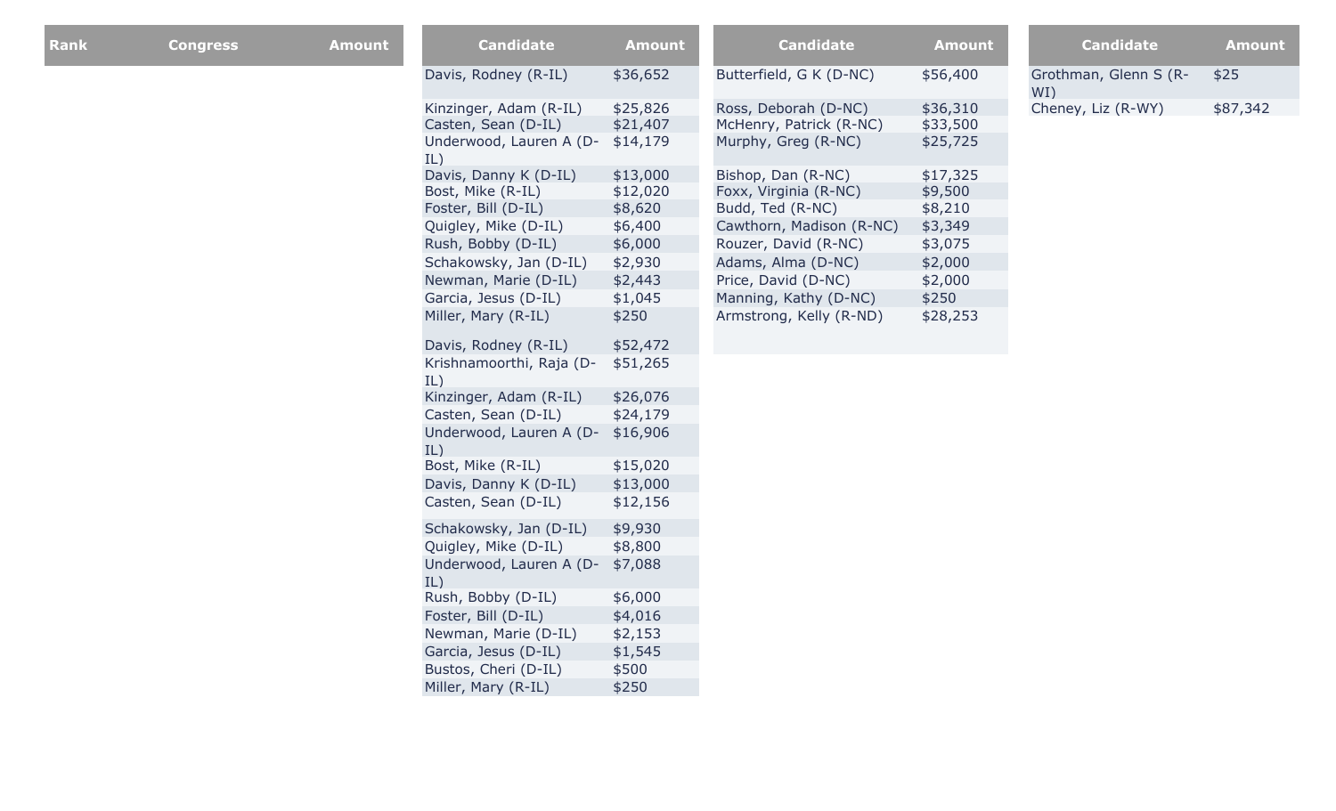| Rank | Congress | Amount |
|---|---|---|

| Candidate | Amount |
|---|---|
| Davis, Rodney (R-IL) | $36,652 |
| Kinzinger, Adam (R-IL) | $25,826 |
| Casten, Sean (D-IL) | $21,407 |
| Underwood, Lauren A (D-IL) | $14,179 |
| Davis, Danny K (D-IL) | $13,000 |
| Bost, Mike (R-IL) | $12,020 |
| Foster, Bill (D-IL) | $8,620 |
| Quigley, Mike (D-IL) | $6,400 |
| Rush, Bobby (D-IL) | $6,000 |
| Schakowsky, Jan (D-IL) | $2,930 |
| Newman, Marie (D-IL) | $2,443 |
| Garcia, Jesus (D-IL) | $1,045 |
| Miller, Mary (R-IL) | $250 |
| Davis, Rodney (R-IL) | $52,472 |
| Krishnamoorthi, Raja (D-IL) | $51,265 |
| Kinzinger, Adam (R-IL) | $26,076 |
| Casten, Sean (D-IL) | $24,179 |
| Underwood, Lauren A (D-IL) | $16,906 |
| Bost, Mike (R-IL) | $15,020 |
| Davis, Danny K (D-IL) | $13,000 |
| Casten, Sean (D-IL) | $12,156 |
| Schakowsky, Jan (D-IL) | $9,930 |
| Quigley, Mike (D-IL) | $8,800 |
| Underwood, Lauren A (D-IL) | $7,088 |
| Rush, Bobby (D-IL) | $6,000 |
| Foster, Bill (D-IL) | $4,016 |
| Newman, Marie (D-IL) | $2,153 |
| Garcia, Jesus (D-IL) | $1,545 |
| Bustos, Cheri (D-IL) | $500 |
| Miller, Mary (R-IL) | $250 |

| Candidate | Amount |
|---|---|
| Butterfield, G K (D-NC) | $56,400 |
| Ross, Deborah (D-NC) | $36,310 |
| McHenry, Patrick (R-NC) | $33,500 |
| Murphy, Greg (R-NC) | $25,725 |
| Bishop, Dan (R-NC) | $17,325 |
| Foxx, Virginia (R-NC) | $9,500 |
| Budd, Ted (R-NC) | $8,210 |
| Cawthorn, Madison (R-NC) | $3,349 |
| Rouzer, David (R-NC) | $3,075 |
| Adams, Alma (D-NC) | $2,000 |
| Price, David (D-NC) | $2,000 |
| Manning, Kathy (D-NC) | $250 |
| Armstrong, Kelly (R-ND) | $28,253 |

| Candidate | Amount |
|---|---|
| Grothman, Glenn S (R-WI) | $25 |
| Cheney, Liz (R-WY) | $87,342 |